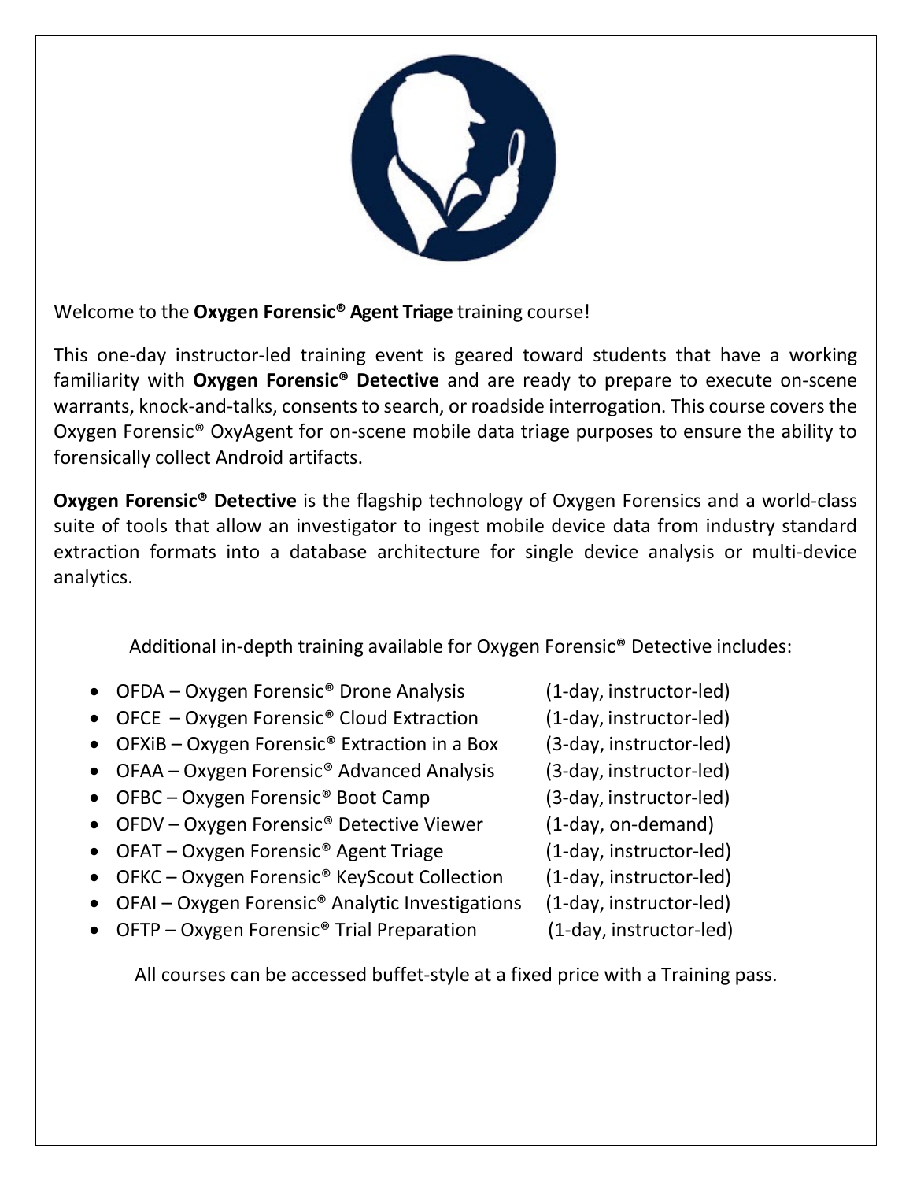Welcome to the **Oxygen Forensic® Agent Triage** training course!

This one-day instructor-led training event is geared toward students that have a working familiarity with **Oxygen Forensic® Detective** and are ready to prepare to execute on-scene warrants, knock-and-talks, consents to search, or roadside interrogation. This course covers the Oxygen Forensic® OxyAgent for on-scene mobile data triage purposes to ensure the ability to forensically collect Android artifacts.

**Oxygen Forensic® Detective** is the flagship technology of Oxygen Forensics and a world-class suite of tools that allow an investigator to ingest mobile device data from industry standard extraction formats into a database architecture for single device analysis or multi-device analytics.

Additional in-depth training available for Oxygen Forensic® Detective includes:

- OFDA – Oxygen Forensic® Drone Analysis (1-day, instructor-led)
- OFCE – Oxygen Forensic® Cloud Extraction (1-day, instructor-led)
- OFXiB – Oxygen Forensic® Extraction in a Box (3-day, instructor-led)
- OFAA – Oxygen Forensic® Advanced Analysis (3-day, instructor-led)
- OFBC – Oxygen Forensic® Boot Camp (3-day, instructor-led)
- OFDV – Oxygen Forensic® Detective Viewer (1-day, on-demand)
- OFAT – Oxygen Forensic® Agent Triage (1-day, instructor-led)
- OFKC – Oxygen Forensic® KeyScout Collection (1-day, instructor-led)
- OFAI – Oxygen Forensic® Analytic Investigations (1-day, instructor-led)
- OFTP – Oxygen Forensic® Trial Preparation (1-day, instructor-led)

All courses can be accessed buffet-style at a fixed price with a Training pass.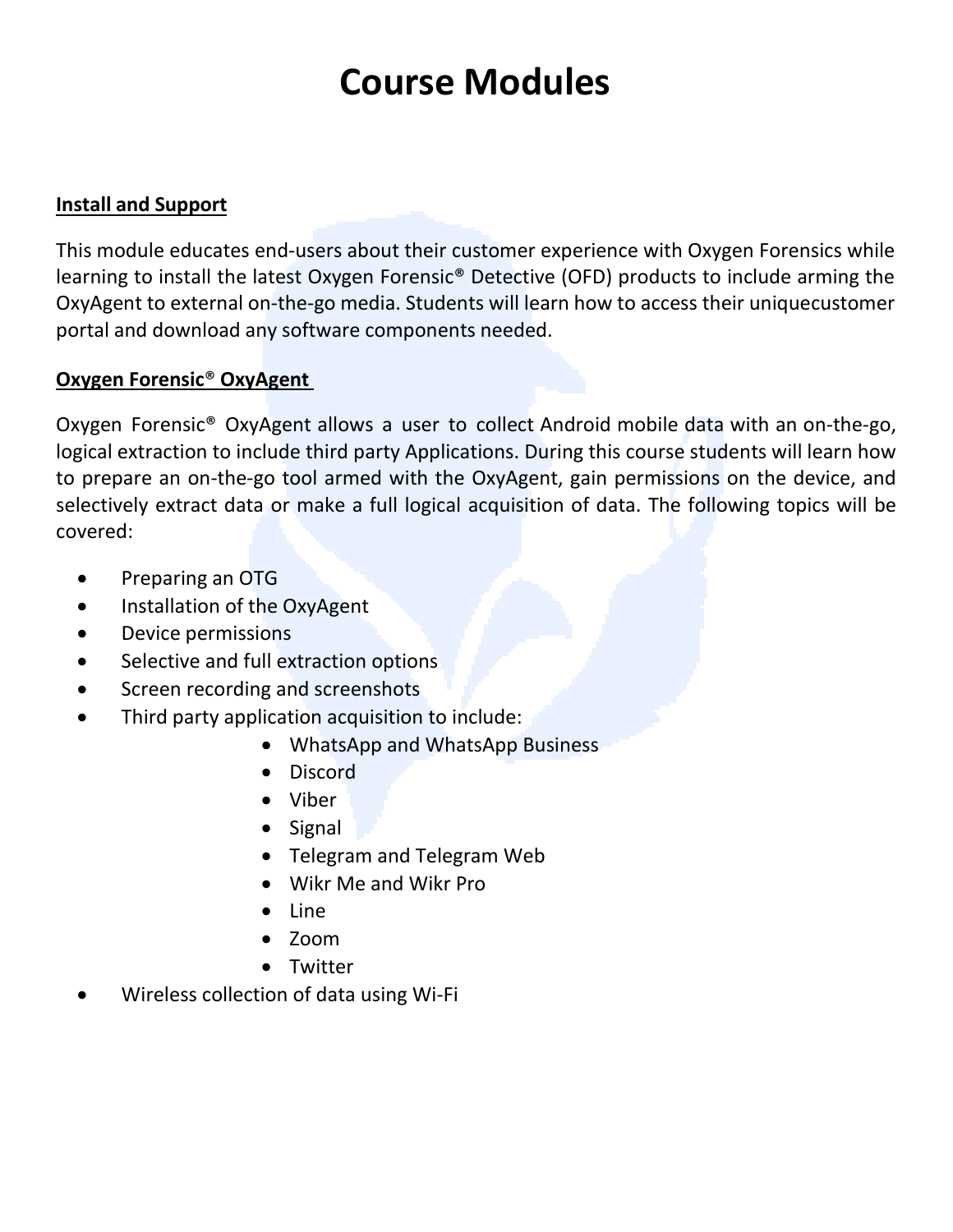# Course Modules

**Install and Support**

This module educates end-users about their customer experience with Oxygen Forensics while learning to install the latest Oxygen Forensic® Detective (OFD) products to include arming the OxyAgent to external on-the-go media. Students will learn how to access their uniquecustomer portal and download any software components needed.

**Oxygen Forensic® OxyAgent**

Oxygen Forensic® OxyAgent allows a user to collect Android mobile data with an on-the-go, logical extraction to include third party Applications. During this course students will learn how to prepare an on-the-go tool armed with the OxyAgent, gain permissions on the device, and selectively extract data or make a full logical acquisition of data. The following topics will be covered:

- Preparing an OTG
- Installation of the OxyAgent
- Device permissions
- Selective and full extraction options
- Screen recording and screenshots
- Third party application acquisition to include:
  - WhatsApp and WhatsApp Business
  - Discord
  - Viber
  - Signal
  - Telegram and Telegram Web
  - Wikr Me and Wikr Pro
  - Line
  - Zoom
  - Twitter
- Wireless collection of data using Wi-Fi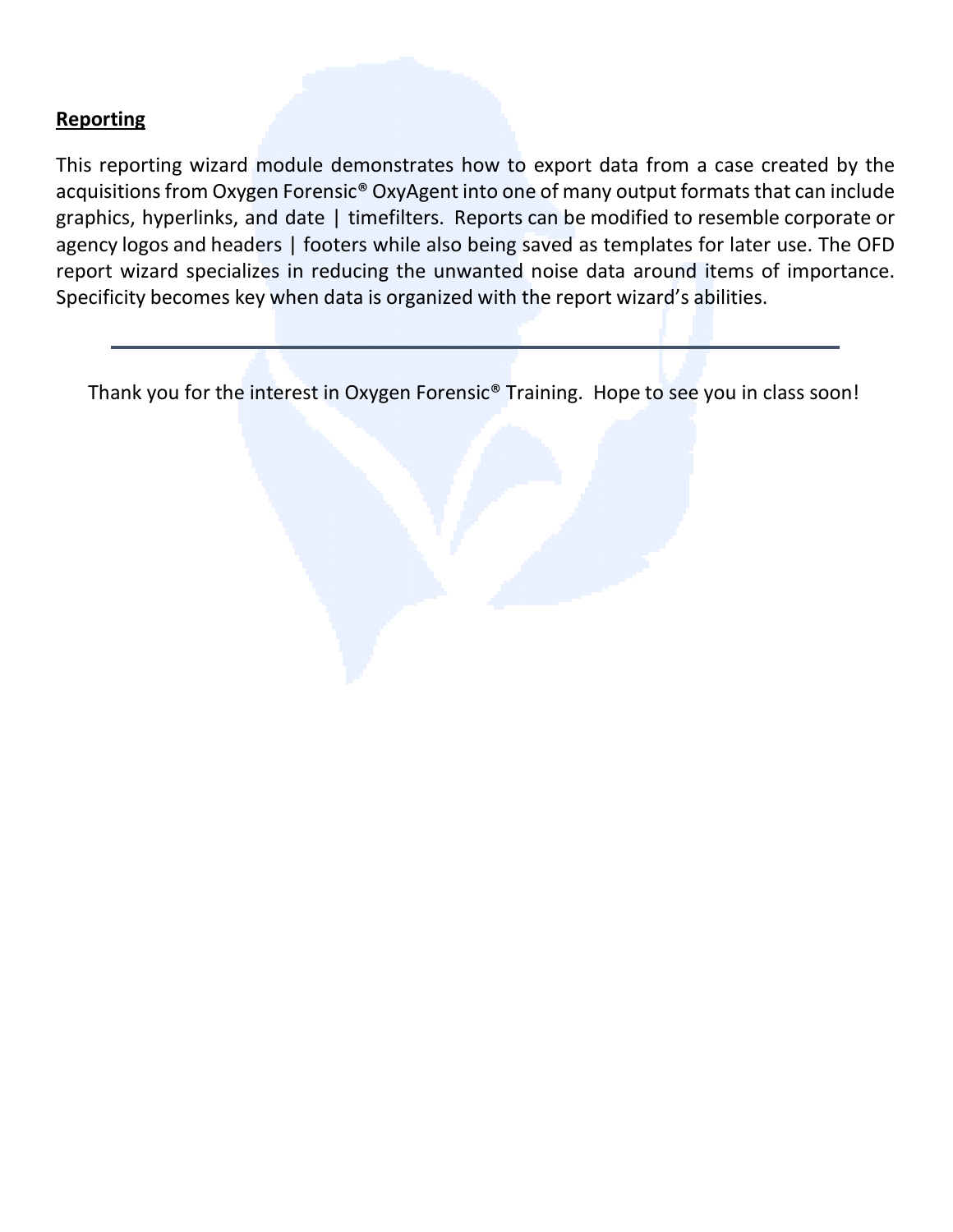## Reporting

This reporting wizard module demonstrates how to export data from a case created by the acquisitions from Oxygen Forensic® OxyAgent into one of many output formats that can include graphics, hyperlinks, and date | timefilters. Reports can be modified to resemble corporate or agency logos and headers | footers while also being saved as templates for later use. The OFD report wizard specializes in reducing the unwanted noise data around items of importance. Specificity becomes key when data is organized with the report wizard's abilities.

---

Thank you for the interest in Oxygen Forensic® Training. Hope to see you in class soon!